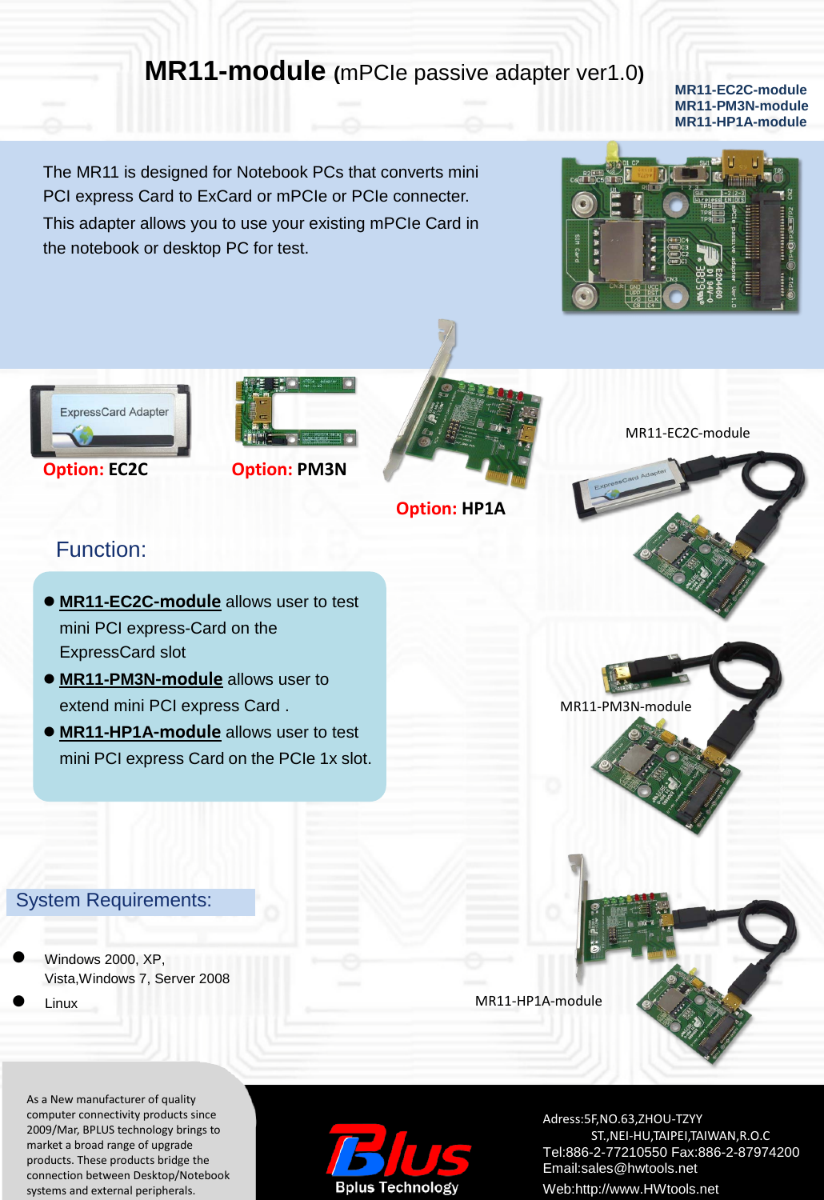# MR11-module (mPCIe passive adapter ver1.0)

**MR11-EC2C-module**
**MR11-PM3N-module**
**MR11-HP1A-module**

The MR11 is designed for Notebook PCs that converts mini PCI express Card to ExCard or mPCIe or PCIe connecter. This adapter allows you to use your existing mPCIe Card in the notebook or desktop PC for test.

**Option: EC2C**

**Option: PM3N**

**Option: HP1A**

MR11-EC2C-module

MR11-PM3N-module

MR11-HP1A-module

## Function:

- **MR11-EC2C-module** allows user to test mini PCI express-Card on the ExpressCard slot
- **MR11-PM3N-module** allows user to extend mini PCI express Card .
- **MR11-HP1A-module** allows user to test mini PCI express Card on the PCIe 1x slot.

## System Requirements:

- Windows 2000, XP, Vista,Windows 7, Server 2008
- Linux

As a New manufacturer of quality computer connectivity products since 2009/Mar, BPLUS technology brings to market a broad range of upgrade products. These products bridge the connection between Desktop/Notebook systems and external peripherals.

Bplus Technology

Adress:5F,NO.63,ZHOU-TZYY ST.,NEI-HU,TAIPEI,TAIWAN,R.O.C
Tel:886-2-77210550 Fax:886-2-87974200
Email:sales@hwtools.net
Web:http://www.HWtools.net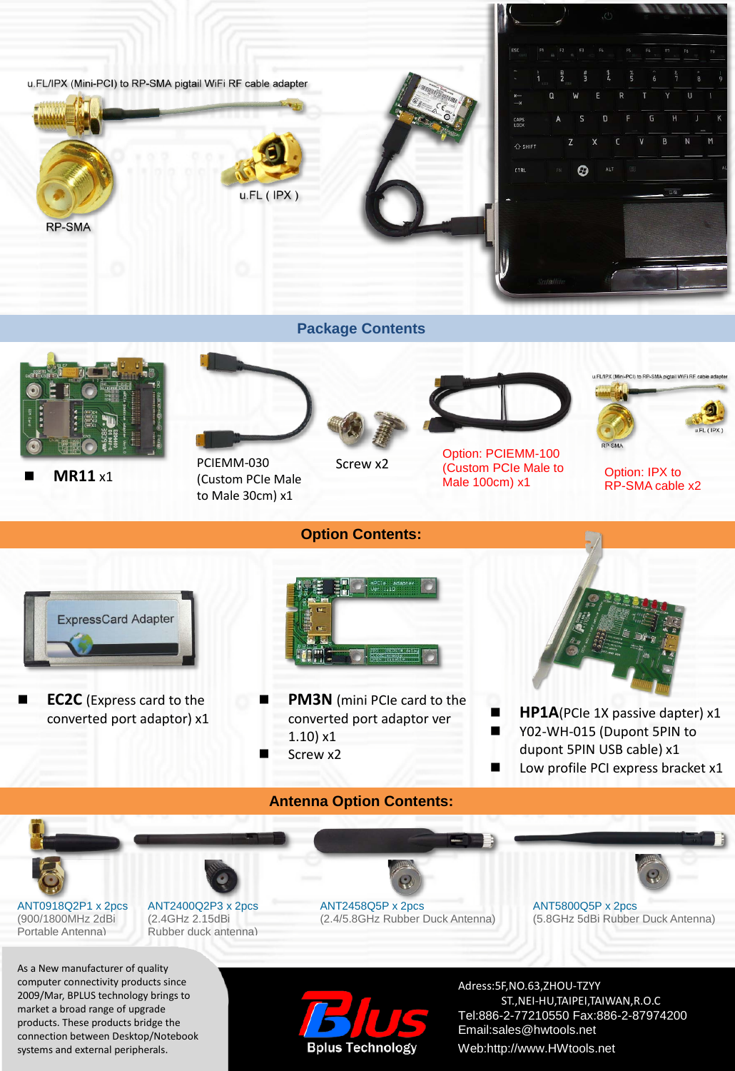u.FL/IPX (Mini-PCI) to RP-SMA pigtail WiFi RF cable adapter

RP-SMA

u.FL ( IPX )

## Package Contents

- **MR11** x1

PCIEMM-030 (Custom PCIe Male to Male 30cm) x1

Screw x2

Option: PCIEMM-100 (Custom PCIe Male to Male 100cm) x1

Option: IPX to RP-SMA cable x2

## Option Contents:

- **EC2C** (Express card to the converted port adaptor) x1

- **PM3N** (mini PCIe card to the converted port adaptor ver 1.10) x1
- Screw x2

- **HP1A**(PCIe 1X passive dapter) x1
- Y02-WH-015 (Dupont 5PIN to dupont 5PIN USB cable) x1
- Low profile PCI express bracket x1

## Antenna Option Contents:

ANT0918Q2P1 x 2pcs
(900/1800MHz 2dBi Portable Antenna)

ANT2400Q2P3 x 2pcs
(2.4GHz 2.15dBi Rubber duck antenna)

ANT2458Q5P x 2pcs
(2.4/5.8GHz Rubber Duck Antenna)

ANT5800Q5P x 2pcs
(5.8GHz 5dBi Rubber Duck Antenna)

As a New manufacturer of quality computer connectivity products since 2009/Mar, BPLUS technology brings to market a broad range of upgrade products. These products bridge the connection between Desktop/Notebook systems and external peripherals.

Bplus Technology

Adress:5F,NO.63,ZHOU-TZYY ST.,NEI-HU,TAIPEI,TAIWAN,R.O.C
Tel:886-2-77210550 Fax:886-2-87974200
Email:sales@hwtools.net
Web:http://www.HWtools.net